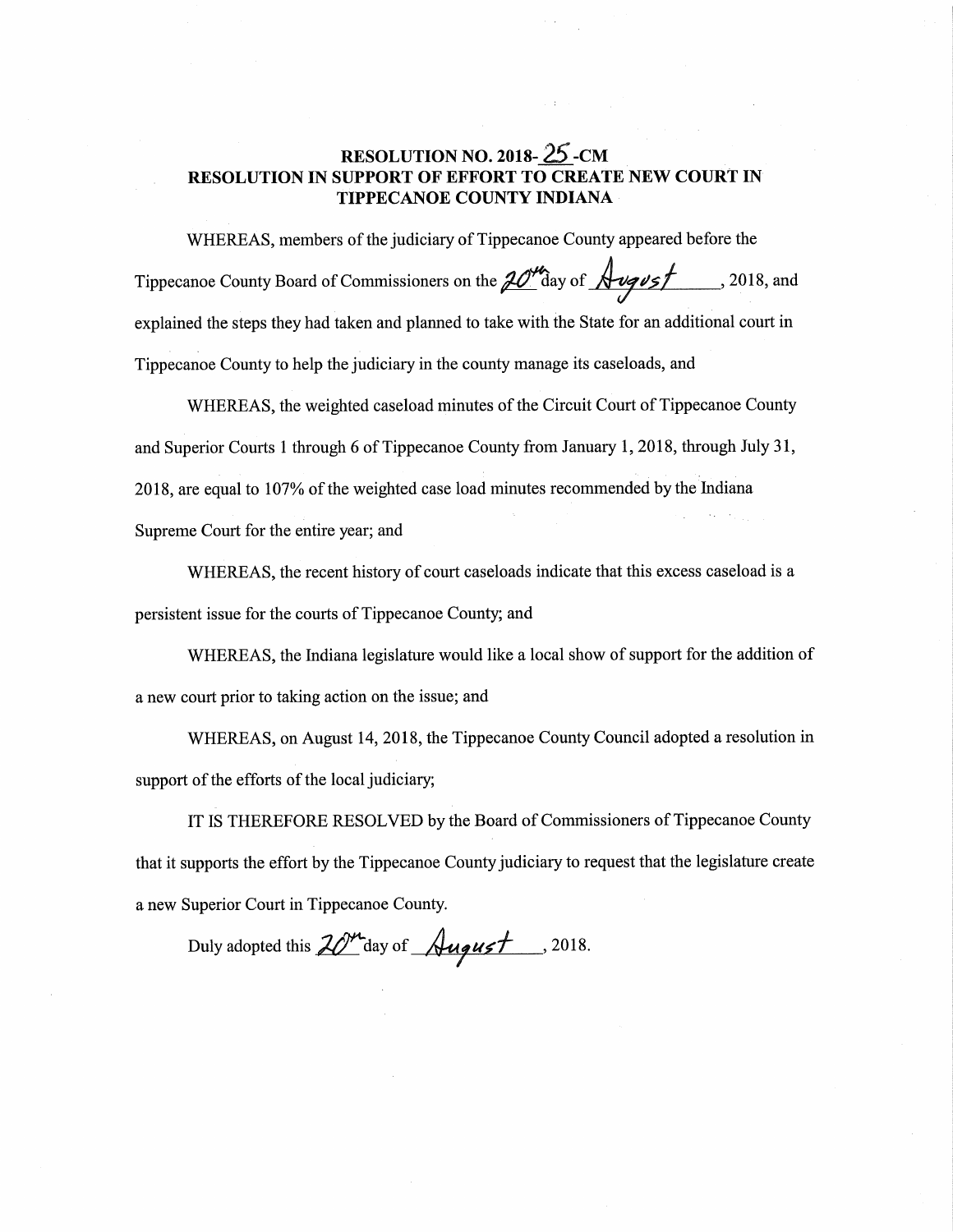# RESOLUTION NO. 2018-25-CM
# RESOLUTION IN SUPPORT OF EFFORT TO CREATE NEW COURT IN TIPPECANOE COUNTY INDIANA

WHEREAS, members of the judiciary of Tippecanoe County appeared before the Tippecanoe County Board of Commissioners on the 20th day of August, 2018, and explained the steps they had taken and planned to take with the State for an additional court in Tippecanoe County to help the judiciary in the county manage its caseloads, and

WHEREAS, the weighted caseload minutes of the Circuit Court of Tippecanoe County and Superior Courts 1 through 6 of Tippecanoe County from January 1, 2018, through July 31, 2018, are equal to 107% of the weighted case load minutes recommended by the Indiana Supreme Court for the entire year; and

WHEREAS, the recent history of court caseloads indicate that this excess caseload is a persistent issue for the courts of Tippecanoe County; and

WHEREAS, the Indiana legislature would like a local show of support for the addition of a new court prior to taking action on the issue; and

WHEREAS, on August 14, 2018, the Tippecanoe County Council adopted a resolution in support of the efforts of the local judiciary;

IT IS THEREFORE RESOLVED by the Board of Commissioners of Tippecanoe County that it supports the effort by the Tippecanoe County judiciary to request that the legislature create a new Superior Court in Tippecanoe County.

Duly adopted this 20th day of August, 2018.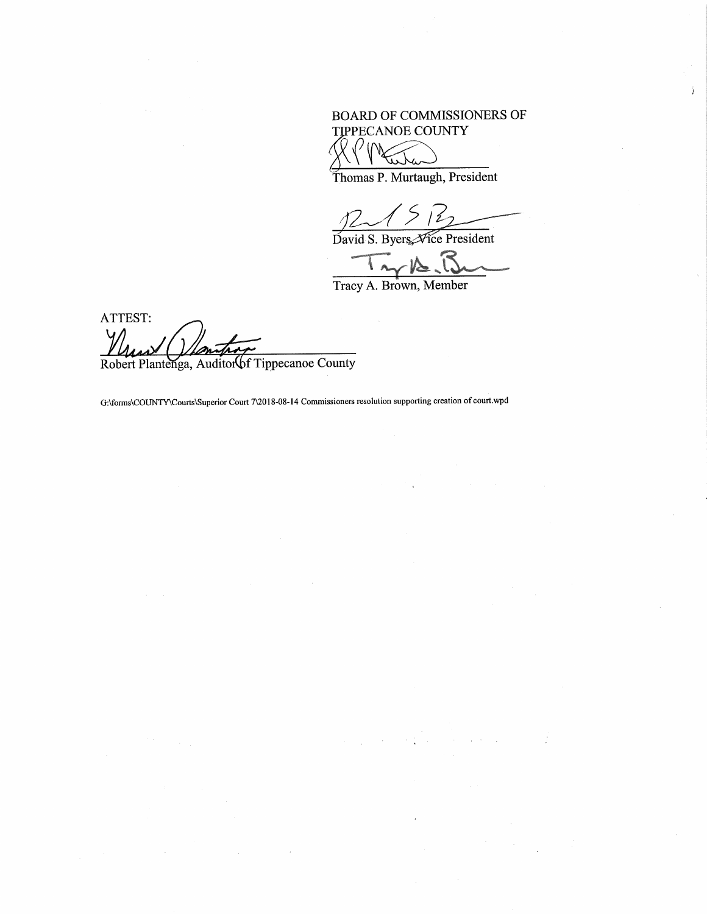BOARD OF COMMISSIONERS OF
TIPPECANOE COUNTY

Thomas P. Murtaugh, President

David S. Byers, Vice President

Tracy A. Brown, Member

ATTEST:

Robert Plantenga, Auditor of Tippecanoe County

G:\forms\COUNTY\Courts\Superior Court 7\2018-08-14 Commissioners resolution supporting creation of court.wpd